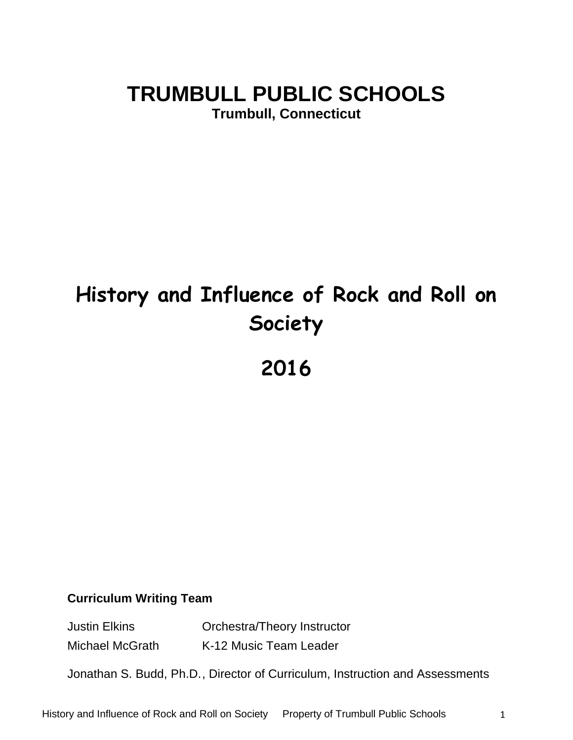# TRUMBULL PUBLIC SCHOOLS

**Trumbull, Connecticut**

# History and Influence of Rock and Roll on Society

# 2016

**Curriculum Writing Team**

| | |
|---|---|
| Justin Elkins | Orchestra/Theory Instructor |
| Michael McGrath | K-12 Music Team Leader |

Jonathan S. Budd, Ph.D., Director of Curriculum, Instruction and Assessments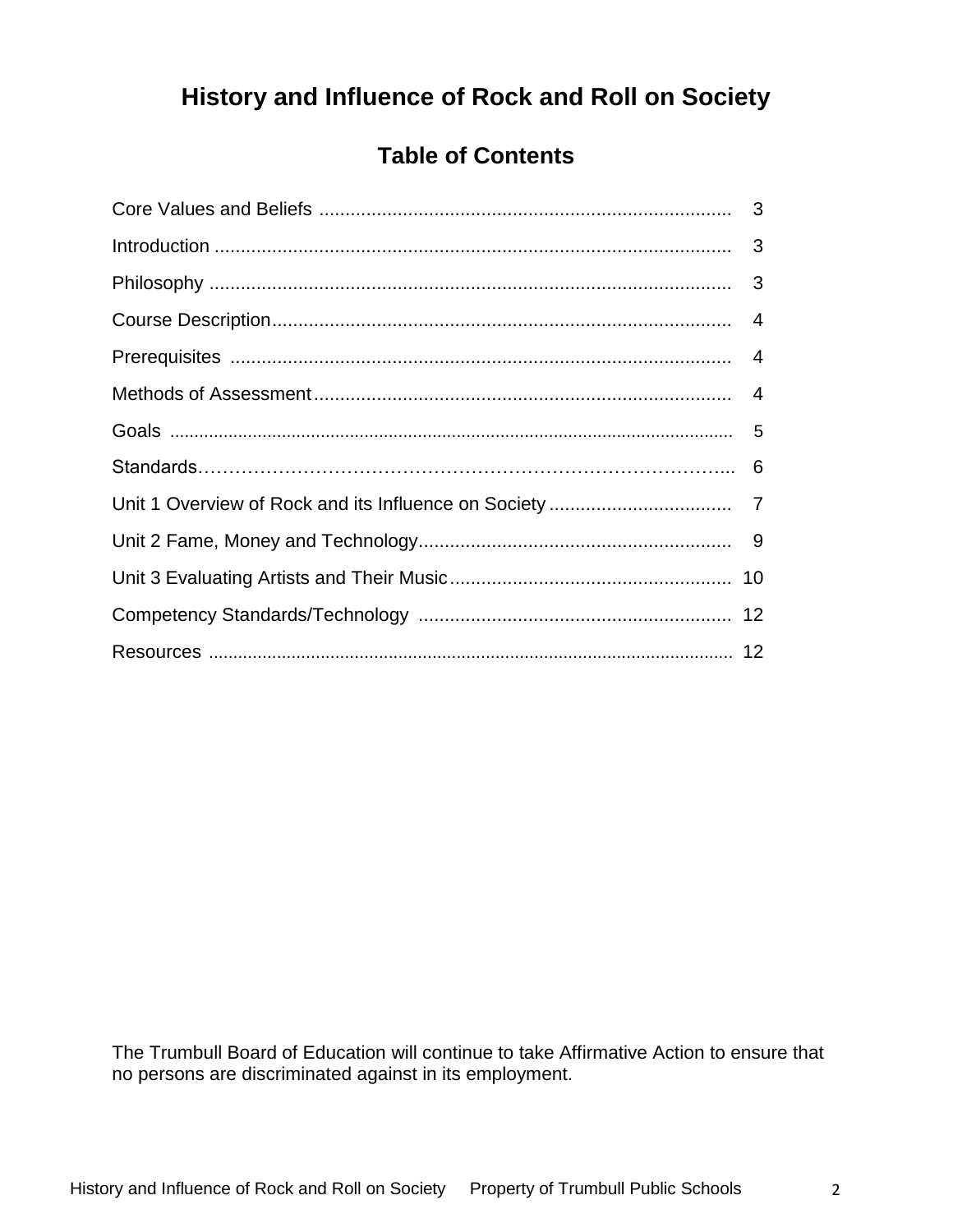# History and Influence of Rock and Roll on Society

## Table of Contents

| Section | Page |
|---|---|
| Core Values and Beliefs | 3 |
| Introduction | 3 |
| Philosophy | 3 |
| Course Description | 4 |
| Prerequisites | 4 |
| Methods of Assessment | 4 |
| Goals | 5 |
| Standards | 6 |
| Unit 1 Overview of Rock and its Influence on Society | 7 |
| Unit 2 Fame, Money and Technology | 9 |
| Unit 3 Evaluating Artists and Their Music | 10 |
| Competency Standards/Technology | 12 |
| Resources | 12 |

The Trumbull Board of Education will continue to take Affirmative Action to ensure that no persons are discriminated against in its employment.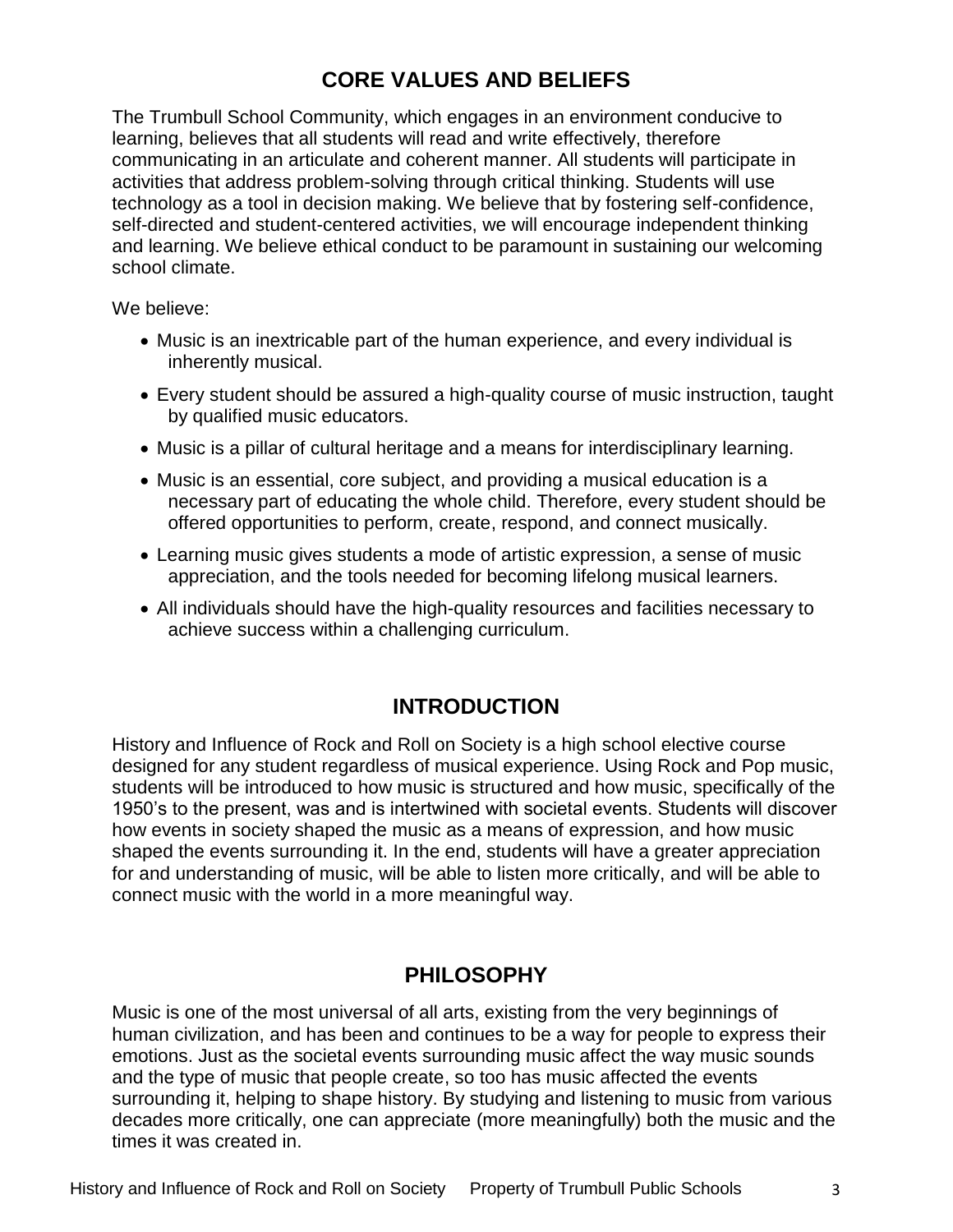## CORE VALUES AND BELIEFS

The Trumbull School Community, which engages in an environment conducive to learning, believes that all students will read and write effectively, therefore communicating in an articulate and coherent manner. All students will participate in activities that address problem-solving through critical thinking. Students will use technology as a tool in decision making. We believe that by fostering self-confidence, self-directed and student-centered activities, we will encourage independent thinking and learning. We believe ethical conduct to be paramount in sustaining our welcoming school climate.

We believe:

- Music is an inextricable part of the human experience, and every individual is inherently musical.
- Every student should be assured a high-quality course of music instruction, taught by qualified music educators.
- Music is a pillar of cultural heritage and a means for interdisciplinary learning.
- Music is an essential, core subject, and providing a musical education is a necessary part of educating the whole child. Therefore, every student should be offered opportunities to perform, create, respond, and connect musically.
- Learning music gives students a mode of artistic expression, a sense of music appreciation, and the tools needed for becoming lifelong musical learners.
- All individuals should have the high-quality resources and facilities necessary to achieve success within a challenging curriculum.

## INTRODUCTION

History and Influence of Rock and Roll on Society is a high school elective course designed for any student regardless of musical experience. Using Rock and Pop music, students will be introduced to how music is structured and how music, specifically of the 1950's to the present, was and is intertwined with societal events. Students will discover how events in society shaped the music as a means of expression, and how music shaped the events surrounding it. In the end, students will have a greater appreciation for and understanding of music, will be able to listen more critically, and will be able to connect music with the world in a more meaningful way.

## PHILOSOPHY

Music is one of the most universal of all arts, existing from the very beginnings of human civilization, and has been and continues to be a way for people to express their emotions. Just as the societal events surrounding music affect the way music sounds and the type of music that people create, so too has music affected the events surrounding it, helping to shape history. By studying and listening to music from various decades more critically, one can appreciate (more meaningfully) both the music and the times it was created in.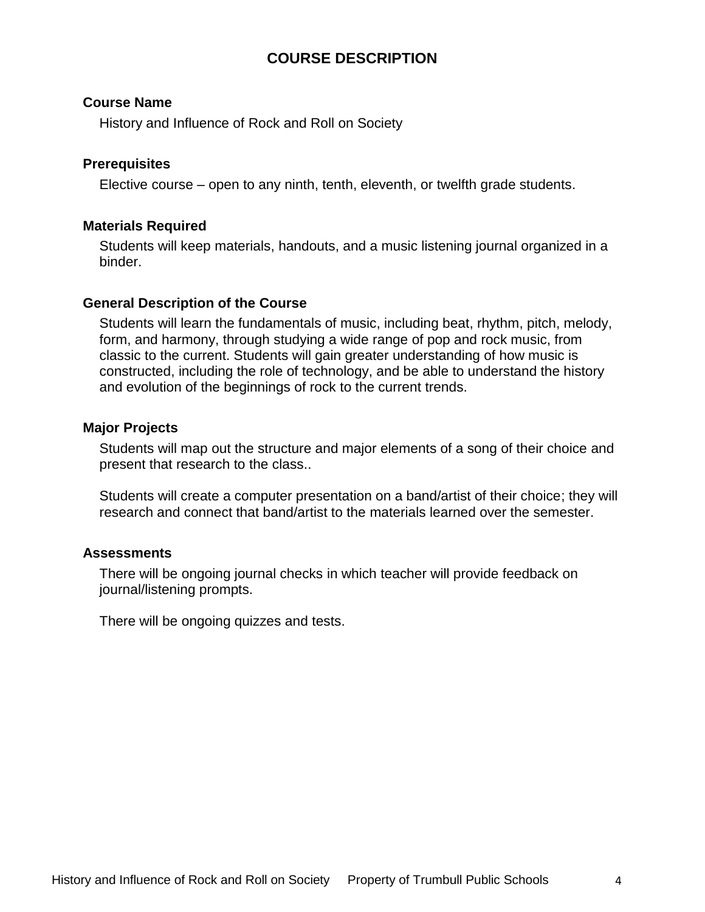# COURSE DESCRIPTION

### Course Name

History and Influence of Rock and Roll on Society

### Prerequisites

Elective course – open to any ninth, tenth, eleventh, or twelfth grade students.

### Materials Required

Students will keep materials, handouts, and a music listening journal organized in a binder.

### General Description of the Course

Students will learn the fundamentals of music, including beat, rhythm, pitch, melody, form, and harmony, through studying a wide range of pop and rock music, from classic to the current. Students will gain greater understanding of how music is constructed, including the role of technology, and be able to understand the history and evolution of the beginnings of rock to the current trends.

### Major Projects

Students will map out the structure and major elements of a song of their choice and present that research to the class..

Students will create a computer presentation on a band/artist of their choice; they will research and connect that band/artist to the materials learned over the semester.

### Assessments

There will be ongoing journal checks in which teacher will provide feedback on journal/listening prompts.

There will be ongoing quizzes and tests.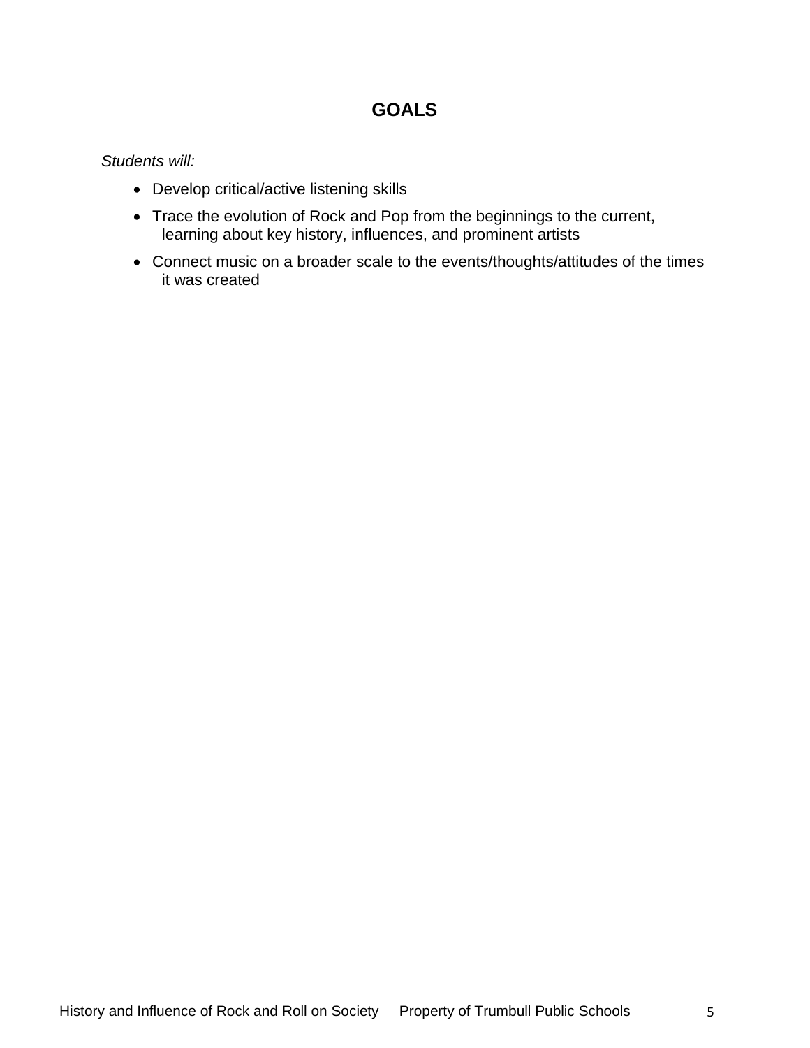## GOALS

*Students will:*

- Develop critical/active listening skills
- Trace the evolution of Rock and Pop from the beginnings to the current, learning about key history, influences, and prominent artists
- Connect music on a broader scale to the events/thoughts/attitudes of the times it was created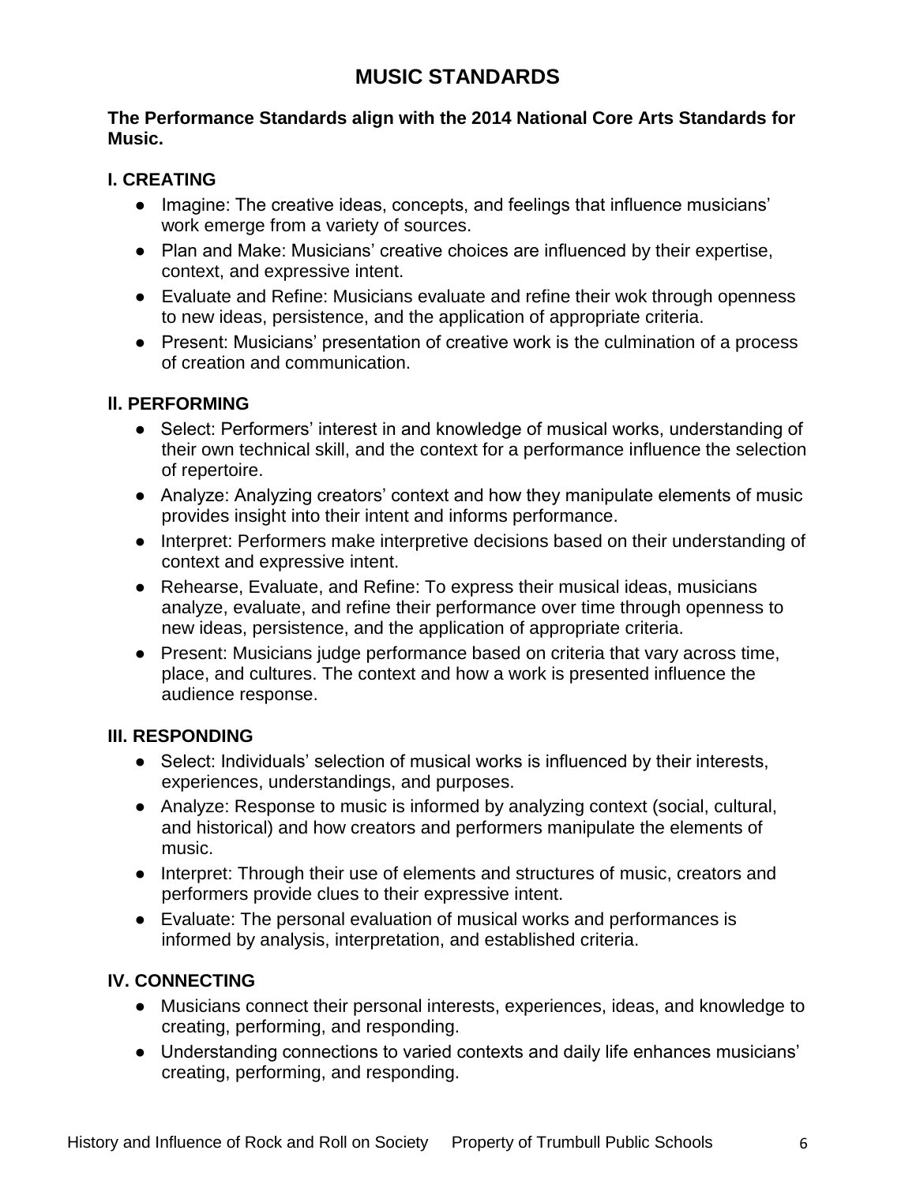# MUSIC STANDARDS

**The Performance Standards align with the 2014 National Core Arts Standards for Music.**

## I. CREATING

- Imagine: The creative ideas, concepts, and feelings that influence musicians' work emerge from a variety of sources.
- Plan and Make: Musicians' creative choices are influenced by their expertise, context, and expressive intent.
- Evaluate and Refine: Musicians evaluate and refine their wok through openness to new ideas, persistence, and the application of appropriate criteria.
- Present: Musicians' presentation of creative work is the culmination of a process of creation and communication.

## II. PERFORMING

- Select: Performers' interest in and knowledge of musical works, understanding of their own technical skill, and the context for a performance influence the selection of repertoire.
- Analyze: Analyzing creators' context and how they manipulate elements of music provides insight into their intent and informs performance.
- Interpret: Performers make interpretive decisions based on their understanding of context and expressive intent.
- Rehearse, Evaluate, and Refine: To express their musical ideas, musicians analyze, evaluate, and refine their performance over time through openness to new ideas, persistence, and the application of appropriate criteria.
- Present: Musicians judge performance based on criteria that vary across time, place, and cultures. The context and how a work is presented influence the audience response.

## III. RESPONDING

- Select: Individuals' selection of musical works is influenced by their interests, experiences, understandings, and purposes.
- Analyze: Response to music is informed by analyzing context (social, cultural, and historical) and how creators and performers manipulate the elements of music.
- Interpret: Through their use of elements and structures of music, creators and performers provide clues to their expressive intent.
- Evaluate: The personal evaluation of musical works and performances is informed by analysis, interpretation, and established criteria.

## IV. CONNECTING

- Musicians connect their personal interests, experiences, ideas, and knowledge to creating, performing, and responding.
- Understanding connections to varied contexts and daily life enhances musicians' creating, performing, and responding.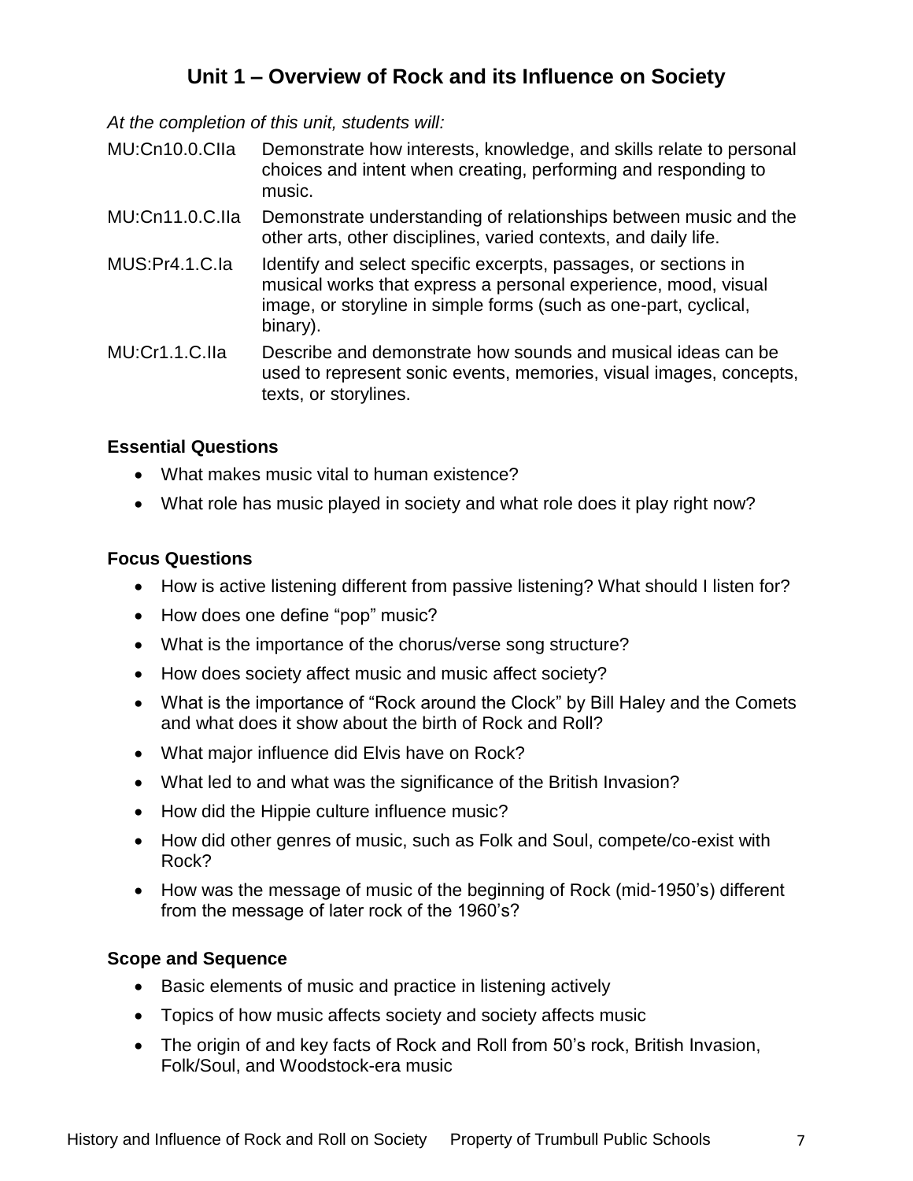# Unit 1 – Overview of Rock and its Influence on Society

*At the completion of this unit, students will:*

| | |
|---|---|
| MU:Cn10.0.CIIa | Demonstrate how interests, knowledge, and skills relate to personal choices and intent when creating, performing and responding to music. |
| MU:Cn11.0.C.IIa | Demonstrate understanding of relationships between music and the other arts, other disciplines, varied contexts, and daily life. |
| MUS:Pr4.1.C.Ia | Identify and select specific excerpts, passages, or sections in musical works that express a personal experience, mood, visual image, or storyline in simple forms (such as one-part, cyclical, binary). |
| MU:Cr1.1.C.IIa | Describe and demonstrate how sounds and musical ideas can be used to represent sonic events, memories, visual images, concepts, texts, or storylines. |

### Essential Questions

- What makes music vital to human existence?
- What role has music played in society and what role does it play right now?

### Focus Questions

- How is active listening different from passive listening? What should I listen for?
- How does one define "pop" music?
- What is the importance of the chorus/verse song structure?
- How does society affect music and music affect society?
- What is the importance of "Rock around the Clock" by Bill Haley and the Comets and what does it show about the birth of Rock and Roll?
- What major influence did Elvis have on Rock?
- What led to and what was the significance of the British Invasion?
- How did the Hippie culture influence music?
- How did other genres of music, such as Folk and Soul, compete/co-exist with Rock?
- How was the message of music of the beginning of Rock (mid-1950's) different from the message of later rock of the 1960's?

### Scope and Sequence

- Basic elements of music and practice in listening actively
- Topics of how music affects society and society affects music
- The origin of and key facts of Rock and Roll from 50's rock, British Invasion, Folk/Soul, and Woodstock-era music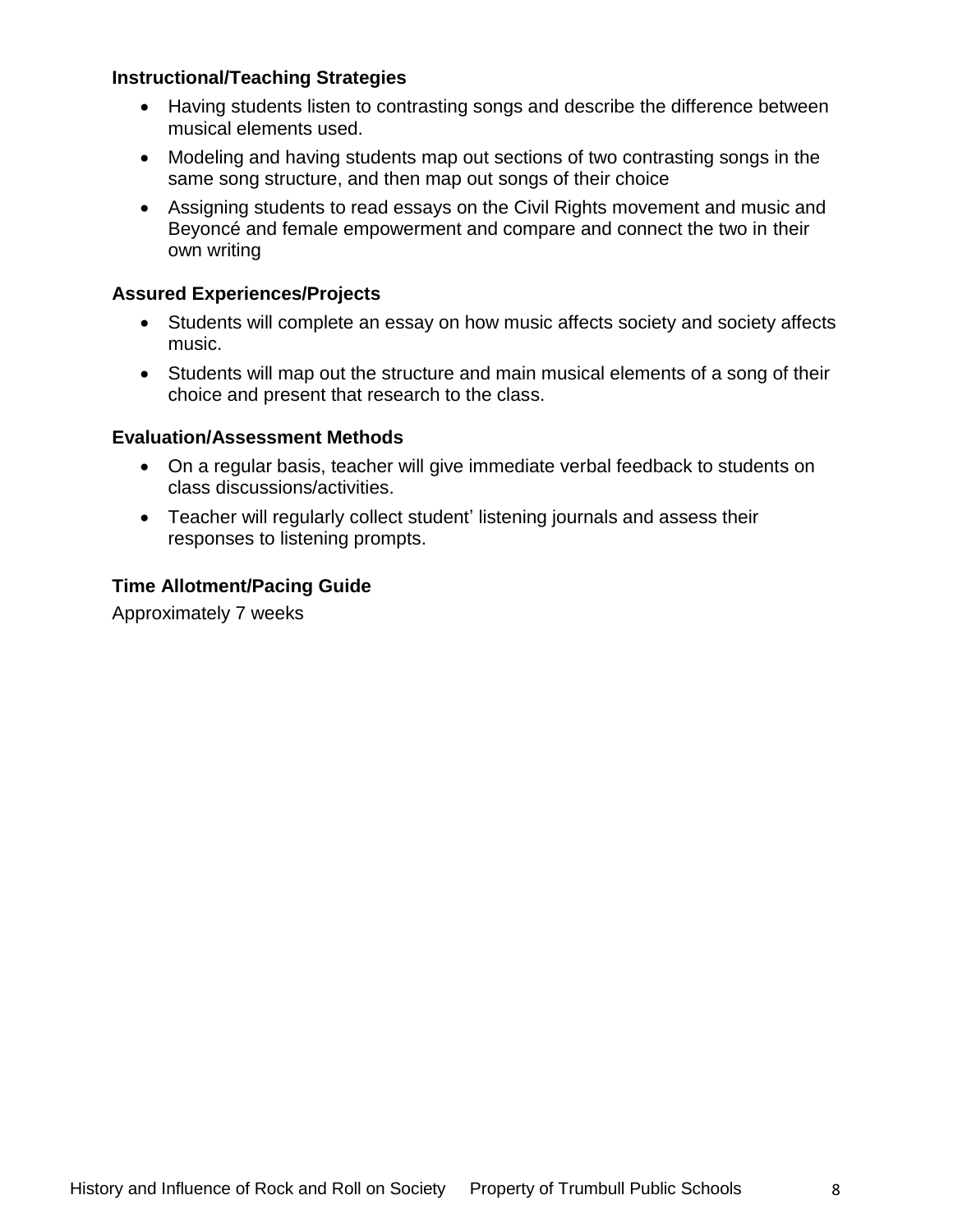### Instructional/Teaching Strategies

- Having students listen to contrasting songs and describe the difference between musical elements used.
- Modeling and having students map out sections of two contrasting songs in the same song structure, and then map out songs of their choice
- Assigning students to read essays on the Civil Rights movement and music and Beyoncé and female empowerment and compare and connect the two in their own writing

### Assured Experiences/Projects

- Students will complete an essay on how music affects society and society affects music.
- Students will map out the structure and main musical elements of a song of their choice and present that research to the class.

### Evaluation/Assessment Methods

- On a regular basis, teacher will give immediate verbal feedback to students on class discussions/activities.
- Teacher will regularly collect student' listening journals and assess their responses to listening prompts.

### Time Allotment/Pacing Guide

Approximately 7 weeks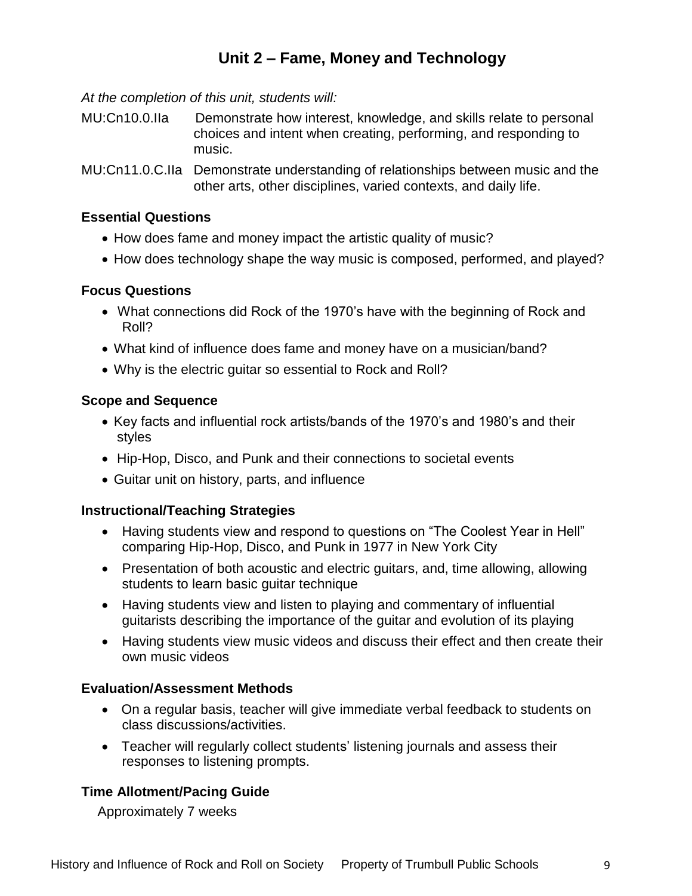# Unit 2 – Fame, Money and Technology

*At the completion of this unit, students will:*

MU:Cn10.0.IIa Demonstrate how interest, knowledge, and skills relate to personal choices and intent when creating, performing, and responding to music.

MU:Cn11.0.C.IIa Demonstrate understanding of relationships between music and the other arts, other disciplines, varied contexts, and daily life.

## Essential Questions

- How does fame and money impact the artistic quality of music?
- How does technology shape the way music is composed, performed, and played?

## Focus Questions

- What connections did Rock of the 1970's have with the beginning of Rock and Roll?
- What kind of influence does fame and money have on a musician/band?
- Why is the electric guitar so essential to Rock and Roll?

## Scope and Sequence

- Key facts and influential rock artists/bands of the 1970's and 1980's and their styles
- Hip-Hop, Disco, and Punk and their connections to societal events
- Guitar unit on history, parts, and influence

## Instructional/Teaching Strategies

- Having students view and respond to questions on "The Coolest Year in Hell" comparing Hip-Hop, Disco, and Punk in 1977 in New York City
- Presentation of both acoustic and electric guitars, and, time allowing, allowing students to learn basic guitar technique
- Having students view and listen to playing and commentary of influential guitarists describing the importance of the guitar and evolution of its playing
- Having students view music videos and discuss their effect and then create their own music videos

## Evaluation/Assessment Methods

- On a regular basis, teacher will give immediate verbal feedback to students on class discussions/activities.
- Teacher will regularly collect students' listening journals and assess their responses to listening prompts.

## Time Allotment/Pacing Guide

Approximately 7 weeks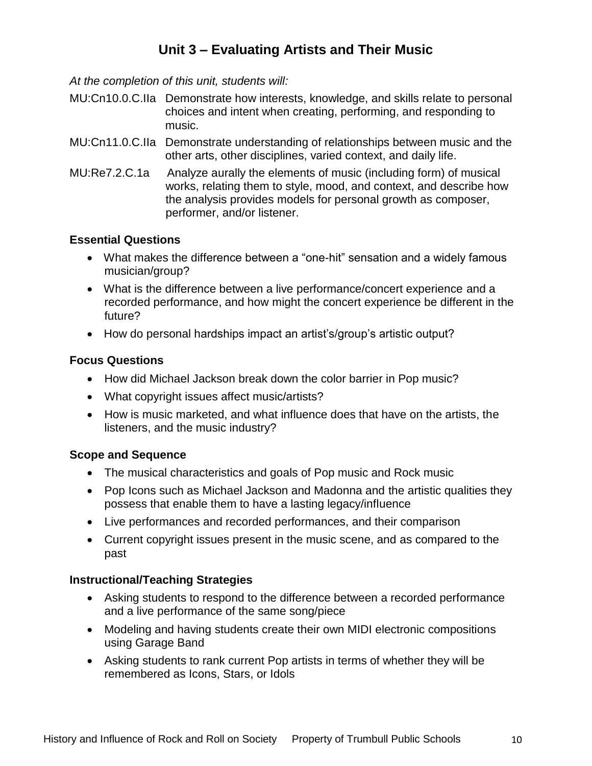## Unit 3 – Evaluating Artists and Their Music

*At the completion of this unit, students will:*

MU:Cn10.0.C.IIa Demonstrate how interests, knowledge, and skills relate to personal choices and intent when creating, performing, and responding to music.

MU:Cn11.0.C.IIa Demonstrate understanding of relationships between music and the other arts, other disciplines, varied context, and daily life.

MU:Re7.2.C.1a Analyze aurally the elements of music (including form) of musical works, relating them to style, mood, and context, and describe how the analysis provides models for personal growth as composer, performer, and/or listener.

### Essential Questions

- What makes the difference between a "one-hit" sensation and a widely famous musician/group?
- What is the difference between a live performance/concert experience and a recorded performance, and how might the concert experience be different in the future?
- How do personal hardships impact an artist's/group's artistic output?

### Focus Questions

- How did Michael Jackson break down the color barrier in Pop music?
- What copyright issues affect music/artists?
- How is music marketed, and what influence does that have on the artists, the listeners, and the music industry?

### Scope and Sequence

- The musical characteristics and goals of Pop music and Rock music
- Pop Icons such as Michael Jackson and Madonna and the artistic qualities they possess that enable them to have a lasting legacy/influence
- Live performances and recorded performances, and their comparison
- Current copyright issues present in the music scene, and as compared to the past

### Instructional/Teaching Strategies

- Asking students to respond to the difference between a recorded performance and a live performance of the same song/piece
- Modeling and having students create their own MIDI electronic compositions using Garage Band
- Asking students to rank current Pop artists in terms of whether they will be remembered as Icons, Stars, or Idols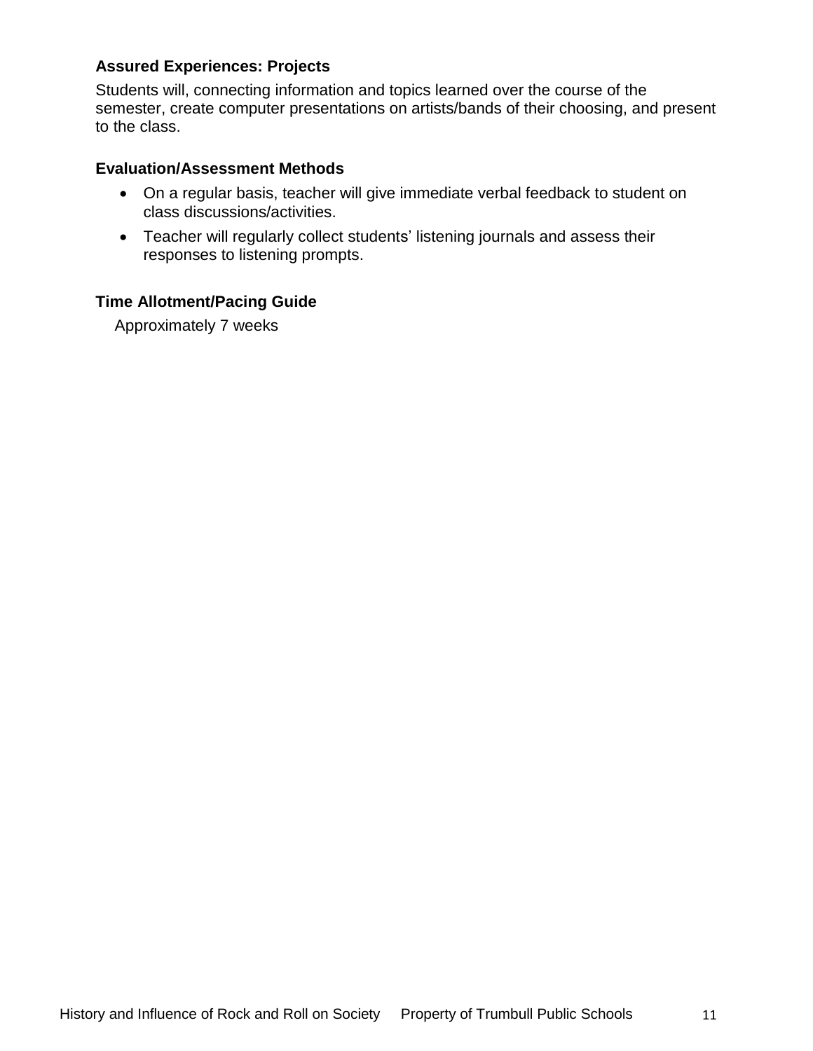### Assured Experiences: Projects

Students will, connecting information and topics learned over the course of the semester, create computer presentations on artists/bands of their choosing, and present to the class.

### Evaluation/Assessment Methods

- On a regular basis, teacher will give immediate verbal feedback to student on class discussions/activities.
- Teacher will regularly collect students' listening journals and assess their responses to listening prompts.

### Time Allotment/Pacing Guide

Approximately 7 weeks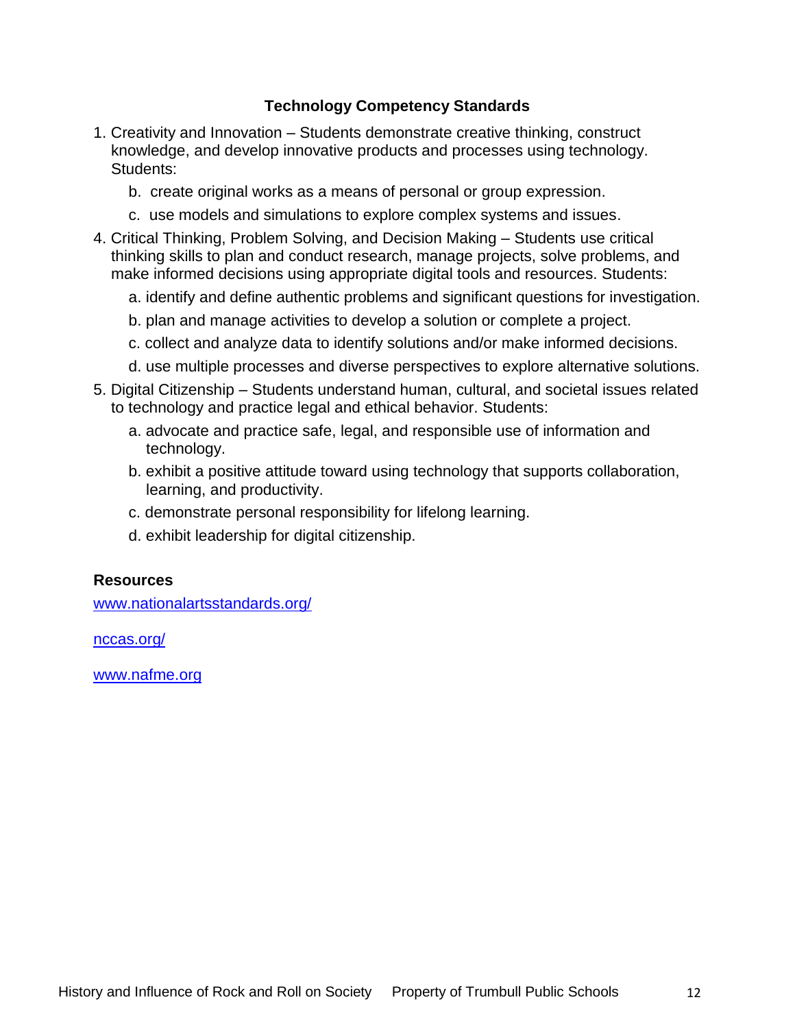## Technology Competency Standards

1. Creativity and Innovation – Students demonstrate creative thinking, construct knowledge, and develop innovative products and processes using technology. Students:

   b. create original works as a means of personal or group expression.

   c. use models and simulations to explore complex systems and issues.

4. Critical Thinking, Problem Solving, and Decision Making – Students use critical thinking skills to plan and conduct research, manage projects, solve problems, and make informed decisions using appropriate digital tools and resources. Students:

   a. identify and define authentic problems and significant questions for investigation.

   b. plan and manage activities to develop a solution or complete a project.

   c. collect and analyze data to identify solutions and/or make informed decisions.

   d. use multiple processes and diverse perspectives to explore alternative solutions.

5. Digital Citizenship – Students understand human, cultural, and societal issues related to technology and practice legal and ethical behavior. Students:

   a. advocate and practice safe, legal, and responsible use of information and technology.

   b. exhibit a positive attitude toward using technology that supports collaboration, learning, and productivity.

   c. demonstrate personal responsibility for lifelong learning.

   d. exhibit leadership for digital citizenship.

### Resources

www.nationalartsstandards.org/

nccas.org/

www.nafme.org